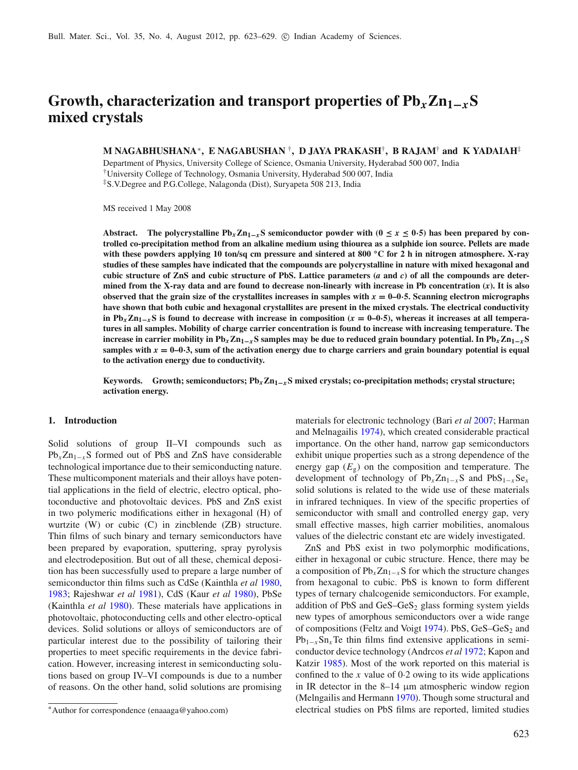# Growth, characterization and transport properties of $Pb_xZn_{1-x}S$ mixed crystals

**M NAGABHUSHANA*, E NAGABUSHAN[†], D JAYA PRAKASH[†], B RAJAM[†] and K YADAIAH[‡]**

Department of Physics, University College of Science, Osmania University, Hyderabad 500 007, India

[†]University College of Technology, Osmania University, Hyderabad 500 007, India

[‡]S.V.Degree and P.G.College, Nalagonda (Dist), Suryapeta 508 213, India

MS received 1 May 2008

**Abstract. The polycrystalline $Pb_xZn_{1-x}S$ semiconductor powder with ($0 \leq x \leq 0{\cdot}5$) has been prepared by controlled co-precipitation method from an alkaline medium using thiourea as a sulphide ion source. Pellets are made with these powders applying 10 ton/sq cm pressure and sintered at 800 °C for 2 h in nitrogen atmosphere. X-ray studies of these samples have indicated that the compounds are polycrystalline in nature with mixed hexagonal and cubic structure of ZnS and cubic structure of PbS. Lattice parameters ($a$ and $c$) of all the compounds are determined from the X-ray data and are found to decrease non-linearly with increase in Pb concentration ($x$). It is also observed that the grain size of the crystallites increases in samples with $x = 0$–$0{\cdot}5$. Scanning electron micrographs have shown that both cubic and hexagonal crystallites are present in the mixed crystals. The electrical conductivity in $Pb_xZn_{1-x}S$ is found to decrease with increase in composition ($x = 0$–$0{\cdot}5$), whereas it increases at all temperatures in all samples. Mobility of charge carrier concentration is found to increase with increasing temperature. The increase in carrier mobility in $Pb_xZn_{1-x}S$ samples may be due to reduced grain boundary potential. In $Pb_xZn_{1-x}S$ samples with $x = 0$–$0{\cdot}3$, sum of the activation energy due to charge carriers and grain boundary potential is equal to the activation energy due to conductivity.**

**Keywords. Growth; semiconductors; $Pb_xZn_{1-x}S$ mixed crystals; co-precipitation methods; crystal structure; activation energy.**

## 1. Introduction

Solid solutions of group II–VI compounds such as $Pb_xZn_{1-x}S$ formed out of PbS and ZnS have considerable technological importance due to their semiconducting nature. These multicomponent materials and their alloys have potential applications in the field of electric, electro optical, photoconductive and photovoltaic devices. PbS and ZnS exist in two polymeric modifications either in hexagonal (H) of wurtzite (W) or cubic (C) in zincblende (ZB) structure. Thin films of such binary and ternary semiconductors have been prepared by evaporation, sputtering, spray pyrolysis and electrodeposition. But out of all these, chemical deposition has been successfully used to prepare a large number of semiconductor thin films such as CdSe (Kainthla *et al* 1980, 1983; Rajeshwar *et al* 1981), CdS (Kaur *et al* 1980), PbSe (Kainthla *et al* 1980). These materials have applications in photovoltaic, photoconducting cells and other electro-optical devices. Solid solutions or alloys of semiconductors are of particular interest due to the possibility of tailoring their properties to meet specific requirements in the device fabrication. However, increasing interest in semiconducting solutions based on group IV–VI compounds is due to a number of reasons. On the other hand, solid solutions are promising materials for electronic technology (Bari *et al* 2007; Harman and Melnagailis 1974), which created considerable practical importance. On the other hand, narrow gap semiconductors exhibit unique properties such as a strong dependence of the energy gap ($E_g$) on the composition and temperature. The development of technology of $Pb_xZn_{1-x}S$ and $PbS_{1-x}Se_x$ solid solutions is related to the wide use of these materials in infrared techniques. In view of the specific properties of semiconductor with small and controlled energy gap, very small effective masses, high carrier mobilities, anomalous values of the dielectric constant etc are widely investigated.

ZnS and PbS exist in two polymorphic modifications, either in hexagonal or cubic structure. Hence, there may be a composition of $Pb_xZn_{1-x}S$ for which the structure changes from hexagonal to cubic. PbS is known to form different types of ternary chalcogenide semiconductors. For example, addition of PbS and GeS–$GeS_2$ glass forming system yields new types of amorphous semiconductors over a wide range of compositions (Feltz and Voigt 1974). PbS, GeS–$GeS_2$ and $Pb_{1-x}Sn_xTe$ thin films find extensive applications in semiconductor device technology (Andrcos *et al* 1972; Kapon and Katzir 1985). Most of the work reported on this material is confined to the $x$ value of 0·2 owing to its wide applications in IR detector in the 8–14 μm atmospheric window region (Melngailis and Hermann 1970). Though some structural and electrical studies on PbS films are reported, limited studies

*Author for correspondence (enaaaga@yahoo.com)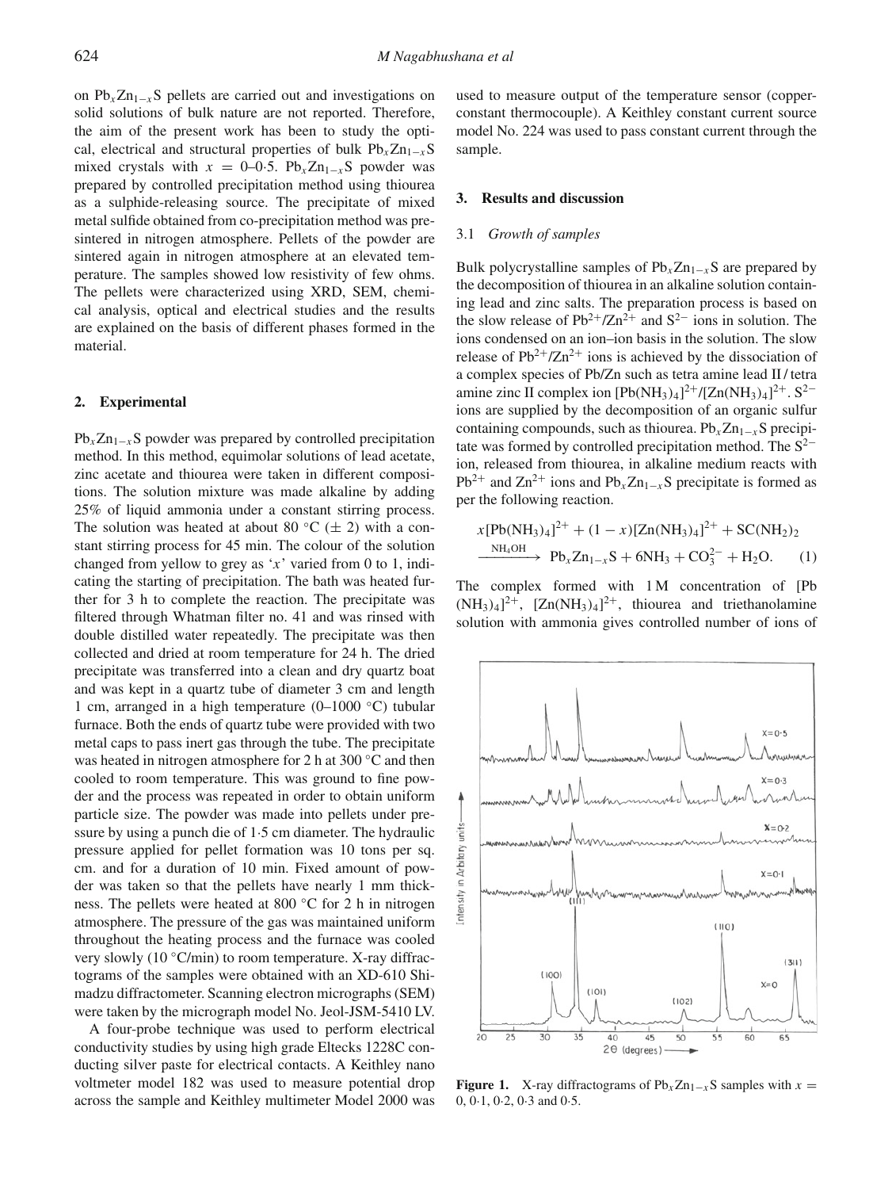on $Pb_xZn_{1-x}S$ pellets are carried out and investigations on solid solutions of bulk nature are not reported. Therefore, the aim of the present work has been to study the optical, electrical and structural properties of bulk $Pb_xZn_{1-x}S$ mixed crystals with $x = 0$–0·5. $Pb_xZn_{1-x}S$ powder was prepared by controlled precipitation method using thiourea as a sulphide-releasing source. The precipitate of mixed metal sulfide obtained from co-precipitation method was presintered in nitrogen atmosphere. Pellets of the powder are sintered again in nitrogen atmosphere at an elevated temperature. The samples showed low resistivity of few ohms. The pellets were characterized using XRD, SEM, chemical analysis, optical and electrical studies and the results are explained on the basis of different phases formed in the material.

## 2. Experimental

$Pb_xZn_{1-x}S$ powder was prepared by controlled precipitation method. In this method, equimolar solutions of lead acetate, zinc acetate and thiourea were taken in different compositions. The solution mixture was made alkaline by adding 25% of liquid ammonia under a constant stirring process. The solution was heated at about 80 °C (± 2) with a constant stirring process for 45 min. The colour of the solution changed from yellow to grey as '$x$' varied from 0 to 1, indicating the starting of precipitation. The bath was heated further for 3 h to complete the reaction. The precipitate was filtered through Whatman filter no. 41 and was rinsed with double distilled water repeatedly. The precipitate was then collected and dried at room temperature for 24 h. The dried precipitate was transferred into a clean and dry quartz boat and was kept in a quartz tube of diameter 3 cm and length 1 cm, arranged in a high temperature (0–1000 °C) tubular furnace. Both the ends of quartz tube were provided with two metal caps to pass inert gas through the tube. The precipitate was heated in nitrogen atmosphere for 2 h at 300 °C and then cooled to room temperature. This was ground to fine powder and the process was repeated in order to obtain uniform particle size. The powder was made into pellets under pressure by using a punch die of 1·5 cm diameter. The hydraulic pressure applied for pellet formation was 10 tons per sq. cm. and for a duration of 10 min. Fixed amount of powder was taken so that the pellets have nearly 1 mm thickness. The pellets were heated at 800 °C for 2 h in nitrogen atmosphere. The pressure of the gas was maintained uniform throughout the heating process and the furnace was cooled very slowly (10 °C/min) to room temperature. X-ray diffractograms of the samples were obtained with an XD-610 Shimadzu diffractometer. Scanning electron micrographs (SEM) were taken by the micrograph model No. Jeol-JSM-5410 LV.

A four-probe technique was used to perform electrical conductivity studies by using high grade Eltecks 1228C conducting silver paste for electrical contacts. A Keithley nano voltmeter model 182 was used to measure potential drop across the sample and Keithley multimeter Model 2000 was used to measure output of the temperature sensor (copper-constant thermocouple). A Keithley constant current source model No. 224 was used to pass constant current through the sample.

## 3. Results and discussion

### 3.1 *Growth of samples*

Bulk polycrystalline samples of $Pb_xZn_{1-x}S$ are prepared by the decomposition of thiourea in an alkaline solution containing lead and zinc salts. The preparation process is based on the slow release of $Pb^{2+}$/$Zn^{2+}$ and $S^{2-}$ ions in solution. The ions condensed on an ion–ion basis in the solution. The slow release of $Pb^{2+}$/$Zn^{2+}$ ions is achieved by the dissociation of a complex species of Pb/Zn such as tetra amine lead II / tetra amine zinc II complex ion $[Pb(NH_3)_4]^{2+}$/$[Zn(NH_3)_4]^{2+}$. $S^{2-}$ ions are supplied by the decomposition of an organic sulfur containing compounds, such as thiourea. $Pb_xZn_{1-x}S$ precipitate was formed by controlled precipitation method. The $S^{2-}$ ion, released from thiourea, in alkaline medium reacts with $Pb^{2+}$ and $Zn^{2+}$ ions and $Pb_xZn_{1-x}S$ precipitate is formed as per the following reaction.

$$x[Pb(NH_3)_4]^{2+} + (1-x)[Zn(NH_3)_4]^{2+} + SC(NH_2)_2 \xrightarrow{NH_4OH} Pb_xZn_{1-x}S + 6NH_3 + CO_3^{2-} + H_2O. \quad (1)$$

The complex formed with 1 M concentration of $[Pb(NH_3)_4]^{2+}$, $[Zn(NH_3)_4]^{2+}$, thiourea and triethanolamine solution with ammonia gives controlled number of ions of

**Figure 1.** X-ray diffractograms of $Pb_xZn_{1-x}S$ samples with $x = 0$, 0·1, 0·2, 0·3 and 0·5.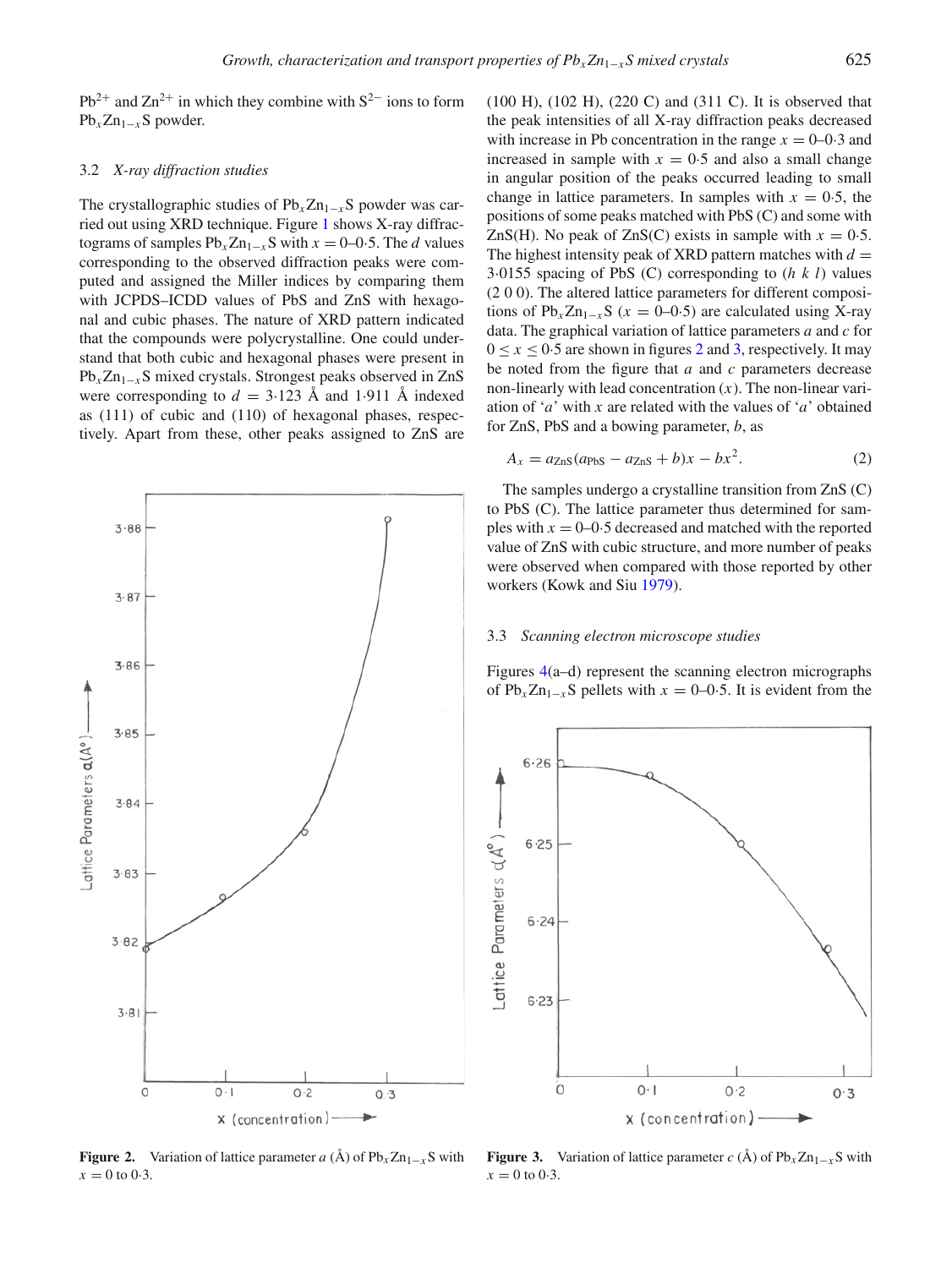$Pb^{2+}$ and $Zn^{2+}$ in which they combine with $S^{2-}$ ions to form $Pb_xZn_{1-x}S$ powder.

### 3.2 *X-ray diffraction studies*

The crystallographic studies of $Pb_xZn_{1-x}S$ powder was carried out using XRD technique. Figure 1 shows X-ray diffractograms of samples $Pb_xZn_{1-x}S$ with $x = 0$–$0{\cdot}5$. The $d$ values corresponding to the observed diffraction peaks were computed and assigned the Miller indices by comparing them with JCPDS–ICDD values of PbS and ZnS with hexagonal and cubic phases. The nature of XRD pattern indicated that the compounds were polycrystalline. One could understand that both cubic and hexagonal phases were present in $Pb_xZn_{1-x}S$ mixed crystals. Strongest peaks observed in ZnS were corresponding to $d = 3{\cdot}123$ Å and $1{\cdot}911$ Å indexed as (111) of cubic and (110) of hexagonal phases, respectively. Apart from these, other peaks assigned to ZnS are (100 H), (102 H), (220 C) and (311 C). It is observed that the peak intensities of all X-ray diffraction peaks decreased with increase in Pb concentration in the range $x = 0$–$0{\cdot}3$ and increased in sample with $x = 0{\cdot}5$ and also a small change in angular position of the peaks occurred leading to small change in lattice parameters. In samples with $x = 0{\cdot}5$, the positions of some peaks matched with PbS (C) and some with ZnS(H). No peak of ZnS(C) exists in sample with $x = 0{\cdot}5$. The highest intensity peak of XRD pattern matches with $d = 3{\cdot}0155$ spacing of PbS (C) corresponding to ($h\ k\ l$) values (2 0 0). The altered lattice parameters for different compositions of $Pb_xZn_{1-x}S$ ($x = 0$–$0{\cdot}5$) are calculated using X-ray data. The graphical variation of lattice parameters $a$ and $c$ for $0 \leq x \leq 0{\cdot}5$ are shown in figures 2 and 3, respectively. It may be noted from the figure that $a$ and $c$ parameters decrease non-linearly with lead concentration ($x$). The non-linear variation of '$a$' with $x$ are related with the values of '$a$' obtained for ZnS, PbS and a bowing parameter, $b$, as

$$A_x = a_{\mathrm{ZnS}}(a_{\mathrm{PbS}} - a_{\mathrm{ZnS}} + b)x - bx^2. \tag{2}$$

The samples undergo a crystalline transition from ZnS (C) to PbS (C). The lattice parameter thus determined for samples with $x = 0$–$0{\cdot}5$ decreased and matched with the reported value of ZnS with cubic structure, and more number of peaks were observed when compared with those reported by other workers (Kowk and Siu 1979).

**Figure 2.** Variation of lattice parameter $a$ (Å) of $Pb_xZn_{1-x}S$ with $x = 0$ to $0{\cdot}3$.

**Figure 3.** Variation of lattice parameter $c$ (Å) of $Pb_xZn_{1-x}S$ with $x = 0$ to $0{\cdot}3$.

### 3.3 *Scanning electron microscope studies*

Figures 4(a–d) represent the scanning electron micrographs of $Pb_xZn_{1-x}S$ pellets with $x = 0$–$0{\cdot}5$. It is evident from the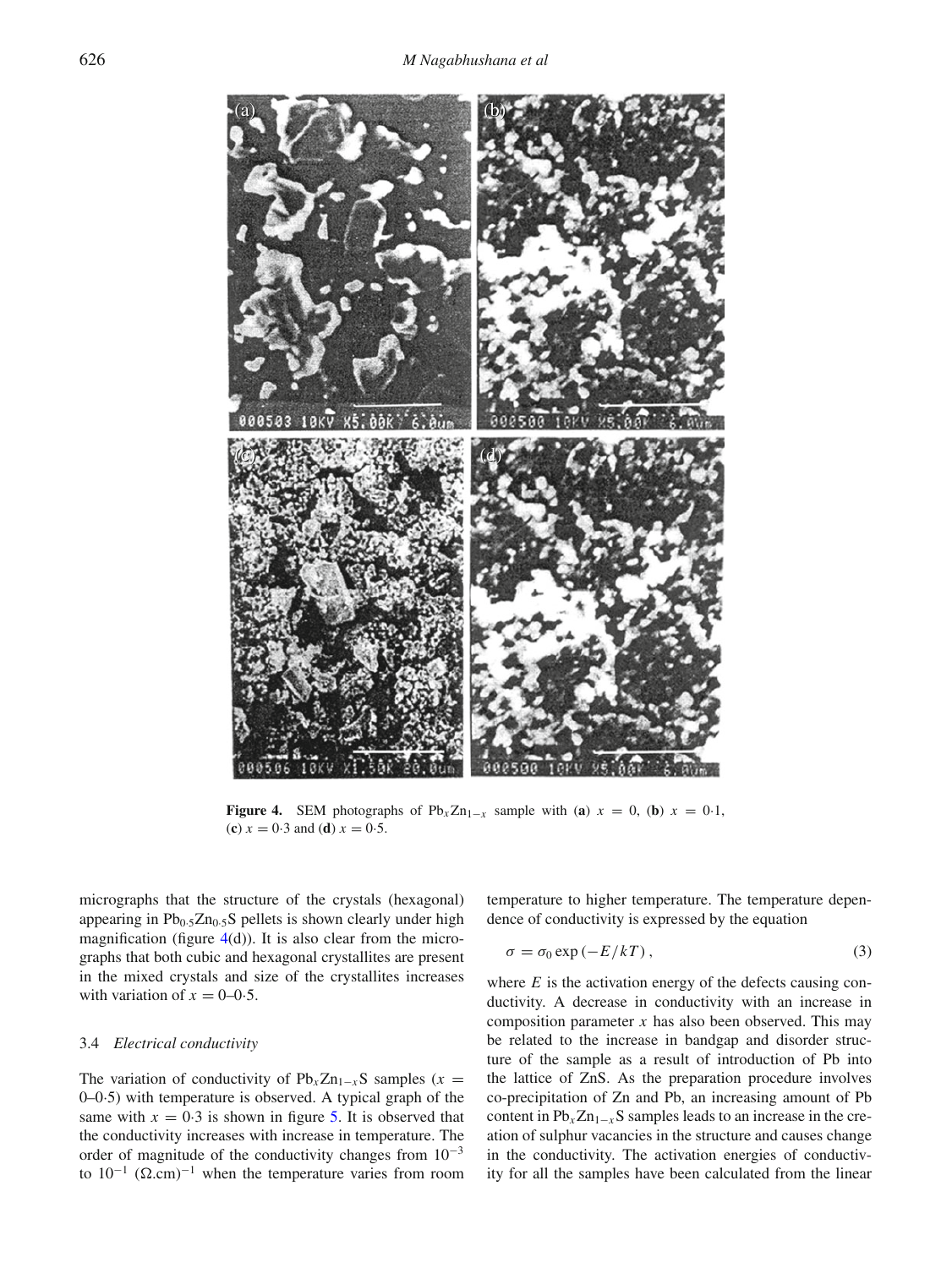**Figure 4.** SEM photographs of $Pb_xZn_{1-x}$ sample with (**a**) $x = 0$, (**b**) $x = 0{\cdot}1$, (**c**) $x = 0{\cdot}3$ and (**d**) $x = 0{\cdot}5$.

micrographs that the structure of the crystals (hexagonal) appearing in $Pb_{0{\cdot}5}Zn_{0{\cdot}5}S$ pellets is shown clearly under high magnification (figure 4(d)). It is also clear from the micrographs that both cubic and hexagonal crystallites are present in the mixed crystals and size of the crystallites increases with variation of $x = 0$–$0{\cdot}5$.

### 3.4 *Electrical conductivity*

The variation of conductivity of $Pb_xZn_{1-x}S$ samples ($x = 0$–$0{\cdot}5$) with temperature is observed. A typical graph of the same with $x = 0{\cdot}3$ is shown in figure 5. It is observed that the conductivity increases with increase in temperature. The order of magnitude of the conductivity changes from $10^{-3}$ to $10^{-1}$ $(\Omega.\text{cm})^{-1}$ when the temperature varies from room temperature to higher temperature. The temperature dependence of conductivity is expressed by the equation

$$\sigma = \sigma_0 \exp(-E/kT), \tag{3}$$

where $E$ is the activation energy of the defects causing conductivity. A decrease in conductivity with an increase in composition parameter $x$ has also been observed. This may be related to the increase in bandgap and disorder structure of the sample as a result of introduction of Pb into the lattice of ZnS. As the preparation procedure involves co-precipitation of Zn and Pb, an increasing amount of Pb content in $Pb_xZn_{1-x}S$ samples leads to an increase in the creation of sulphur vacancies in the structure and causes change in the conductivity. The activation energies of conductivity for all the samples have been calculated from the linear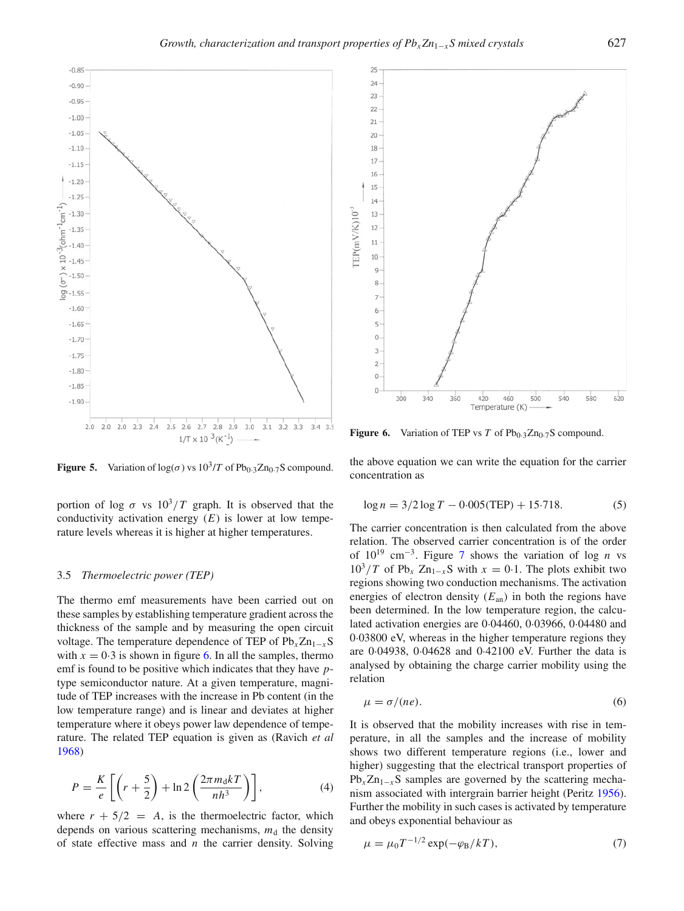**Figure 5.** Variation of $\log(\sigma)$ vs $10^3/T$ of $Pb_{0.3}Zn_{0.7}S$ compound.

**Figure 6.** Variation of TEP vs $T$ of $Pb_{0.3}Zn_{0.7}S$ compound.

portion of $\log \sigma$ vs $10^3/T$ graph. It is observed that the conductivity activation energy ($E$) is lower at low temperature levels whereas it is higher at higher temperatures.

### 3.5 *Thermoelectric power (TEP)*

The thermo emf measurements have been carried out on these samples by establishing temperature gradient across the thickness of the sample and by measuring the open circuit voltage. The temperature dependence of TEP of $Pb_xZn_{1-x}S$ with $x = 0.3$ is shown in figure 6. In all the samples, thermo emf is found to be positive which indicates that they have $p$-type semiconductor nature. At a given temperature, magnitude of TEP increases with the increase in Pb content (in the low temperature range) and is linear and deviates at higher temperature where it obeys power law dependence of temperature. The related TEP equation is given as (Ravich *et al* 1968)

$$P = \frac{K}{e}\left[\left(r + \frac{5}{2}\right) + \ln 2\left(\frac{2\pi m_d kT}{nh^3}\right)\right], \tag{4}$$

where $r + 5/2 = A$, is the thermoelectric factor, which depends on various scattering mechanisms, $m_d$ the density of state effective mass and $n$ the carrier density. Solving the above equation we can write the equation for the carrier concentration as

$$\log n = 3/2 \log T - 0.005(\text{TEP}) + 15.718. \tag{5}$$

The carrier concentration is then calculated from the above relation. The observed carrier concentration is of the order of $10^{19}$ cm$^{-3}$. Figure 7 shows the variation of $\log n$ vs $10^3/T$ of $Pb_x$ $Zn_{1-x}S$ with $x = 0.1$. The plots exhibit two regions showing two conduction mechanisms. The activation energies of electron density ($E_{an}$) in both the regions have been determined. In the low temperature region, the calculated activation energies are 0.04460, 0.03966, 0.04480 and 0.03800 eV, whereas in the higher temperature regions they are 0.04938, 0.04628 and 0.42100 eV. Further the data is analysed by obtaining the charge carrier mobility using the relation

$$\mu = \sigma/(ne). \tag{6}$$

It is observed that the mobility increases with rise in temperature, in all the samples and the increase of mobility shows two different temperature regions (i.e., lower and higher) suggesting that the electrical transport properties of $Pb_xZn_{1-x}S$ samples are governed by the scattering mechanism associated with intergrain barrier height (Peritz 1956). Further the mobility in such cases is activated by temperature and obeys exponential behaviour as

$$\mu = \mu_0 T^{-1/2} \exp(-\varphi_B/kT), \tag{7}$$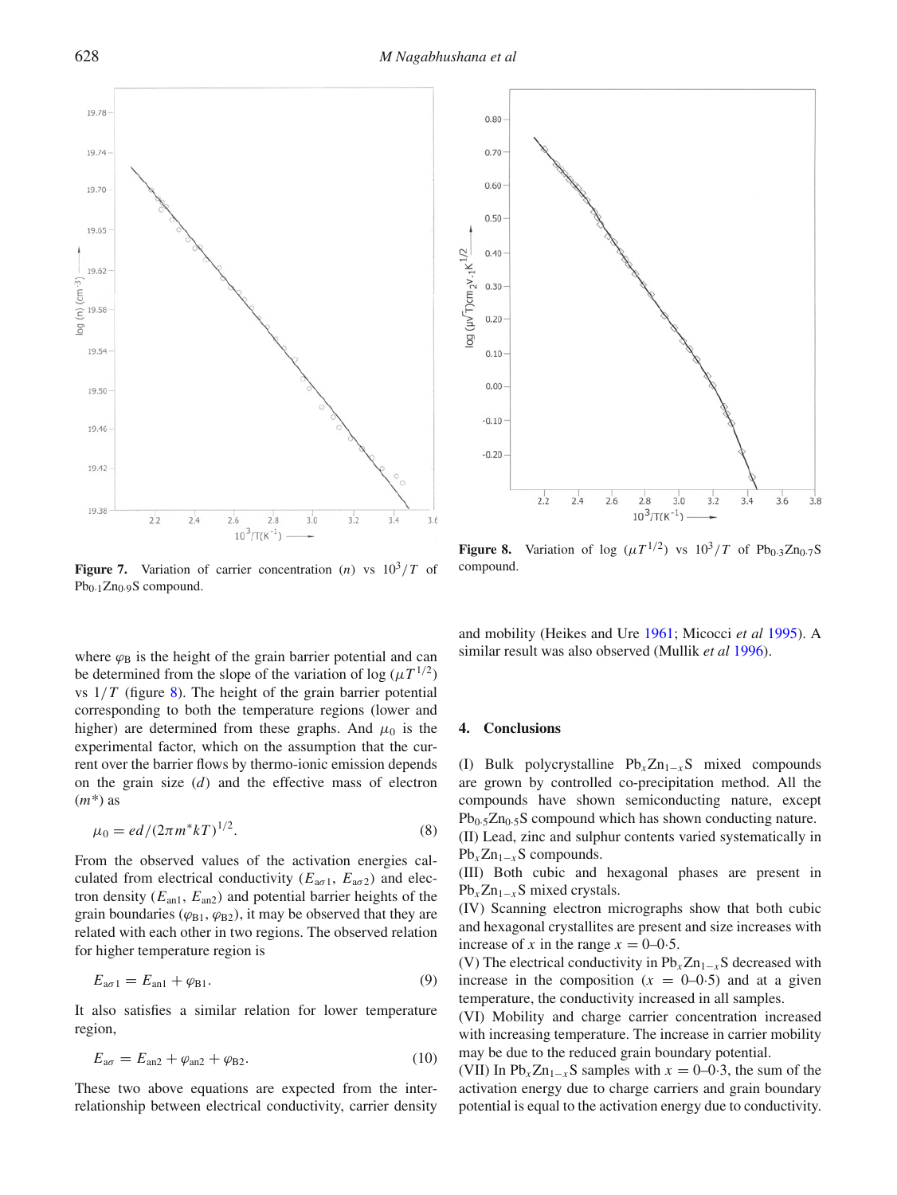Figure 7. Variation of carrier concentration ($n$) vs $10^3/T$ of $Pb_{0.1}Zn_{0.9}S$ compound.

Figure 8. Variation of log ($\mu T^{1/2}$) vs $10^3/T$ of $Pb_{0.3}Zn_{0.7}S$ compound.

where $\varphi_B$ is the height of the grain barrier potential and can be determined from the slope of the variation of log ($\mu T^{1/2}$) vs $1/T$ (figure 8). The height of the grain barrier potential corresponding to both the temperature regions (lower and higher) are determined from these graphs. And $\mu_0$ is the experimental factor, which on the assumption that the current over the barrier flows by thermo-ionic emission depends on the grain size ($d$) and the effective mass of electron ($m^*$) as

$$\mu_0 = ed/(2\pi m^* kT)^{1/2}. \tag{8}$$

From the observed values of the activation energies calculated from electrical conductivity ($E_{a\sigma 1}$, $E_{a\sigma 2}$) and electron density ($E_{an1}$, $E_{an2}$) and potential barrier heights of the grain boundaries ($\varphi_{B1}$, $\varphi_{B2}$), it may be observed that they are related with each other in two regions. The observed relation for higher temperature region is

$$E_{a\sigma 1} = E_{an1} + \varphi_{B1}. \tag{9}$$

It also satisfies a similar relation for lower temperature region,

$$E_{a\sigma} = E_{an2} + \varphi_{an2} + \varphi_{B2}. \tag{10}$$

These two above equations are expected from the interrelationship between electrical conductivity, carrier density and mobility (Heikes and Ure 1961; Micocci *et al* 1995). A similar result was also observed (Mullik *et al* 1996).

## 4. Conclusions

(I) Bulk polycrystalline $Pb_xZn_{1-x}S$ mixed compounds are grown by controlled co-precipitation method. All the compounds have shown semiconducting nature, except $Pb_{0.5}Zn_{0.5}S$ compound which has shown conducting nature.
(II) Lead, zinc and sulphur contents varied systematically in $Pb_xZn_{1-x}S$ compounds.
(III) Both cubic and hexagonal phases are present in $Pb_xZn_{1-x}S$ mixed crystals.
(IV) Scanning electron micrographs show that both cubic and hexagonal crystallites are present and size increases with increase of $x$ in the range $x = 0$–$0.5$.
(V) The electrical conductivity in $Pb_xZn_{1-x}S$ decreased with increase in the composition ($x = 0$–$0.5$) and at a given temperature, the conductivity increased in all samples.
(VI) Mobility and charge carrier concentration increased with increasing temperature. The increase in carrier mobility may be due to the reduced grain boundary potential.
(VII) In $Pb_xZn_{1-x}S$ samples with $x = 0$–$0.3$, the sum of the activation energy due to charge carriers and grain boundary potential is equal to the activation energy due to conductivity.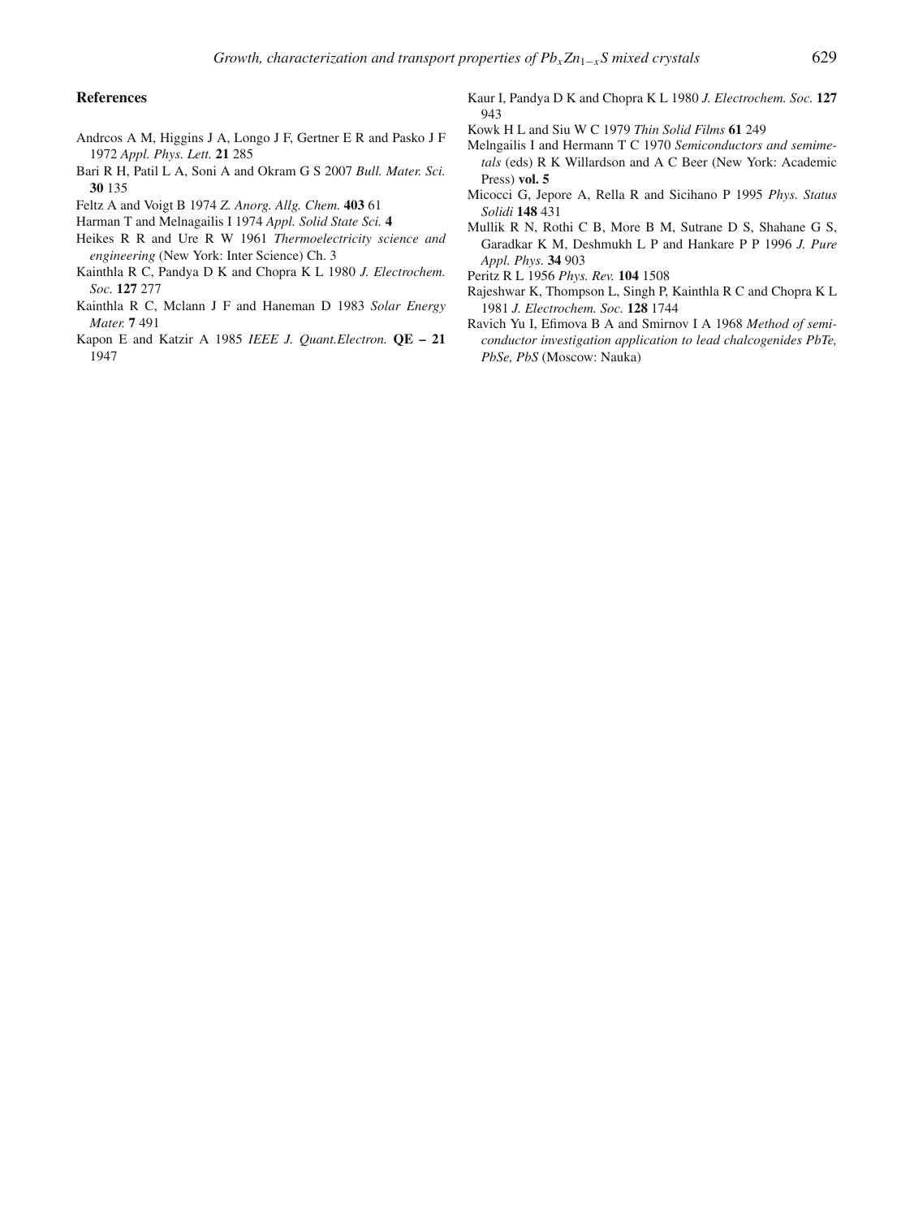## References

Andrcos A M, Higgins J A, Longo J F, Gertner E R and Pasko J F 1972 *Appl. Phys. Lett.* **21** 285

Bari R H, Patil L A, Soni A and Okram G S 2007 *Bull. Mater. Sci.* **30** 135

Feltz A and Voigt B 1974 *Z. Anorg. Allg. Chem.* **403** 61

Harman T and Melnagailis I 1974 *Appl. Solid State Sci.* **4**

Heikes R R and Ure R W 1961 *Thermoelectricity science and engineering* (New York: Inter Science) Ch. 3

Kainthla R C, Pandya D K and Chopra K L 1980 *J. Electrochem. Soc.* **127** 277

Kainthla R C, Mclann J F and Haneman D 1983 *Solar Energy Mater.* **7** 491

Kapon E and Katzir A 1985 *IEEE J. Quant.Electron.* **QE – 21** 1947

Kaur I, Pandya D K and Chopra K L 1980 *J. Electrochem. Soc.* **127** 943

Kowk H L and Siu W C 1979 *Thin Solid Films* **61** 249

Melngailis I and Hermann T C 1970 *Semiconductors and semimetals* (eds) R K Willardson and A C Beer (New York: Academic Press) **vol. 5**

Micocci G, Jepore A, Rella R and Sicihano P 1995 *Phys. Status Solidi* **148** 431

Mullik R N, Rothi C B, More B M, Sutrane D S, Shahane G S, Garadkar K M, Deshmukh L P and Hankare P P 1996 *J. Pure Appl. Phys.* **34** 903

Peritz R L 1956 *Phys. Rev.* **104** 1508

Rajeshwar K, Thompson L, Singh P, Kainthla R C and Chopra K L 1981 *J. Electrochem. Soc.* **128** 1744

Ravich Yu I, Efimova B A and Smirnov I A 1968 *Method of semiconductor investigation application to lead chalcogenides PbTe, PbSe, PbS* (Moscow: Nauka)